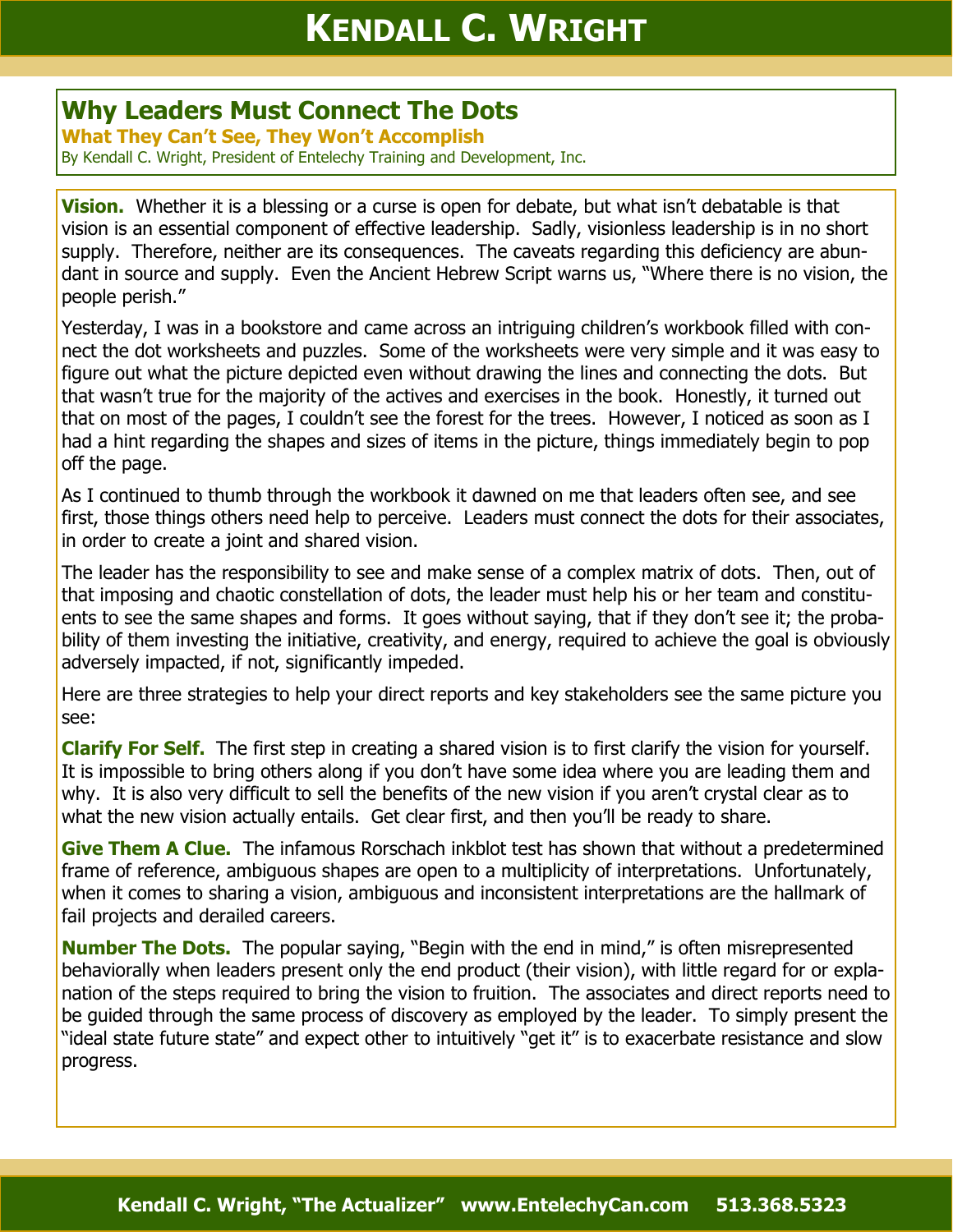# Kendall C. Wright

## Why Leaders Must Connect The Dots

**What They Can't See, They Won't Accomplish**

By Kendall C. Wright, President of Entelechy Training and Development, Inc.

**Vision.** Whether it is a blessing or a curse is open for debate, but what isn't debatable is that vision is an essential component of effective leadership. Sadly, visionless leadership is in no short supply. Therefore, neither are its consequences. The caveats regarding this deficiency are abundant in source and supply. Even the Ancient Hebrew Script warns us, "Where there is no vision, the people perish."

Yesterday, I was in a bookstore and came across an intriguing children's workbook filled with connect the dot worksheets and puzzles. Some of the worksheets were very simple and it was easy to figure out what the picture depicted even without drawing the lines and connecting the dots. But that wasn't true for the majority of the actives and exercises in the book. Honestly, it turned out that on most of the pages, I couldn't see the forest for the trees. However, I noticed as soon as I had a hint regarding the shapes and sizes of items in the picture, things immediately begin to pop off the page.

As I continued to thumb through the workbook it dawned on me that leaders often see, and see first, those things others need help to perceive. Leaders must connect the dots for their associates, in order to create a joint and shared vision.

The leader has the responsibility to see and make sense of a complex matrix of dots. Then, out of that imposing and chaotic constellation of dots, the leader must help his or her team and constituents to see the same shapes and forms. It goes without saying, that if they don't see it; the probability of them investing the initiative, creativity, and energy, required to achieve the goal is obviously adversely impacted, if not, significantly impeded.

Here are three strategies to help your direct reports and key stakeholders see the same picture you see:

**Clarify For Self.** The first step in creating a shared vision is to first clarify the vision for yourself. It is impossible to bring others along if you don't have some idea where you are leading them and why. It is also very difficult to sell the benefits of the new vision if you aren't crystal clear as to what the new vision actually entails. Get clear first, and then you'll be ready to share.

**Give Them A Clue.** The infamous Rorschach inkblot test has shown that without a predetermined frame of reference, ambiguous shapes are open to a multiplicity of interpretations. Unfortunately, when it comes to sharing a vision, ambiguous and inconsistent interpretations are the hallmark of fail projects and derailed careers.

**Number The Dots.** The popular saying, "Begin with the end in mind," is often misrepresented behaviorally when leaders present only the end product (their vision), with little regard for or explanation of the steps required to bring the vision to fruition. The associates and direct reports need to be guided through the same process of discovery as employed by the leader. To simply present the "ideal state future state" and expect other to intuitively "get it" is to exacerbate resistance and slow progress.

**Kendall C. Wright, "The Actualizer" www.EntelechyCan.com 513.368.5323**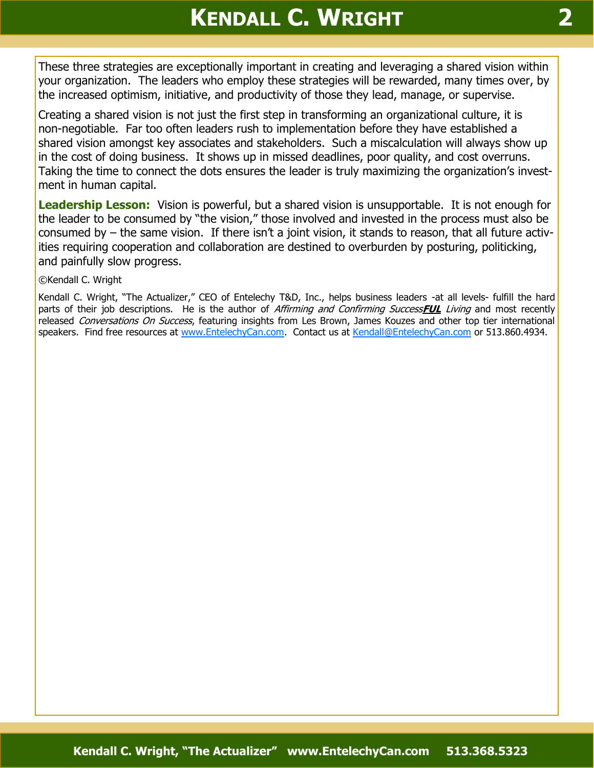These three strategies are exceptionally important in creating and leveraging a shared vision within your organization. The leaders who employ these strategies will be rewarded, many times over, by the increased optimism, initiative, and productivity of those they lead, manage, or supervise.

Creating a shared vision is not just the first step in transforming an organizational culture, it is non-negotiable. Far too often leaders rush to implementation before they have established a shared vision amongst key associates and stakeholders. Such a miscalculation will always show up in the cost of doing business. It shows up in missed deadlines, poor quality, and cost overruns. Taking the time to connect the dots ensures the leader is truly maximizing the organization's investment in human capital.

**Leadership Lesson:** Vision is powerful, but a shared vision is unsupportable. It is not enough for the leader to be consumed by "the vision," those involved and invested in the process must also be consumed by – the same vision. If there isn't a joint vision, it stands to reason, that all future activities requiring cooperation and collaboration are destined to overburden by posturing, politicking, and painfully slow progress.

©Kendall C. Wright

Kendall C. Wright, "The Actualizer," CEO of Entelechy T&D, Inc., helps business leaders -at all levels- fulfill the hard parts of their job descriptions. He is the author of *Affirming and Confirming Success**FUL** Living* and most recently released *Conversations On Success*, featuring insights from Les Brown, James Kouzes and other top tier international speakers. Find free resources at www.EntelechyCan.com. Contact us at Kendall@EntelechyCan.com or 513.860.4934.